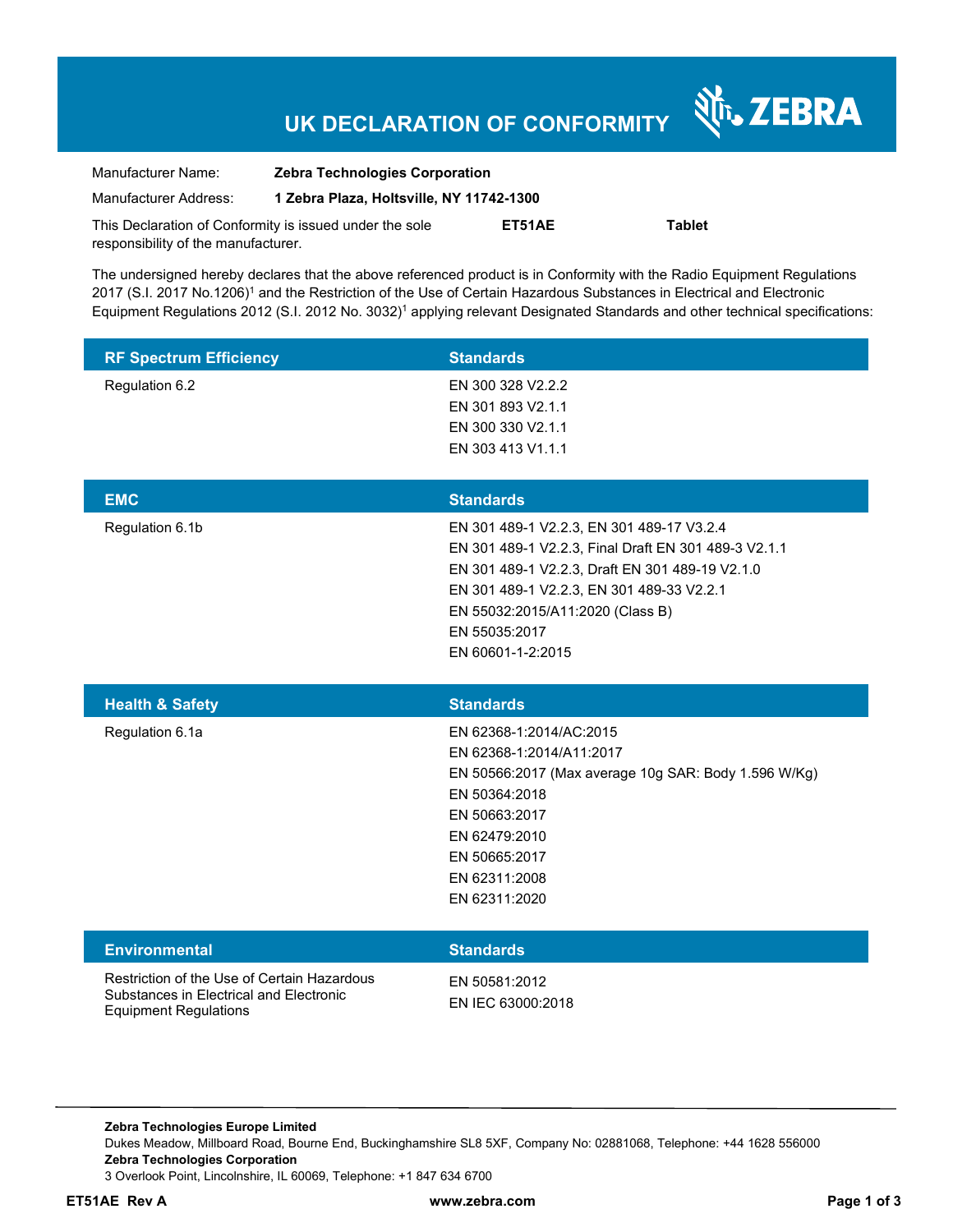# UK DECLARATION OF CONFORMITY

ZEBRA

| | |
|---|---|
| Manufacturer Name: | **Zebra Technologies Corporation** |
| Manufacturer Address: | **1 Zebra Plaza, Holtsville, NY 11742-1300** |

This Declaration of Conformity is issued under the sole responsibility of the manufacturer. **ET51AE** **Tablet**

The undersigned hereby declares that the above referenced product is in Conformity with the Radio Equipment Regulations 2017 (S.I. 2017 No.1206)[1] and the Restriction of the Use of Certain Hazardous Substances in Electrical and Electronic Equipment Regulations 2012 (S.I. 2012 No. 3032)[1] applying relevant Designated Standards and other technical specifications:

| RF Spectrum Efficiency | Standards |
|---|---|
| Regulation 6.2 | EN 300 328 V2.2.2<br>EN 301 893 V2.1.1<br>EN 300 330 V2.1.1<br>EN 303 413 V1.1.1 |

| EMC | Standards |
|---|---|
| Regulation 6.1b | EN 301 489-1 V2.2.3, EN 301 489-17 V3.2.4<br>EN 301 489-1 V2.2.3, Final Draft EN 301 489-3 V2.1.1<br>EN 301 489-1 V2.2.3, Draft EN 301 489-19 V2.1.0<br>EN 301 489-1 V2.2.3, EN 301 489-33 V2.2.1<br>EN 55032:2015/A11:2020 (Class B)<br>EN 55035:2017<br>EN 60601-1-2:2015 |

| Health & Safety | Standards |
|---|---|
| Regulation 6.1a | EN 62368-1:2014/AC:2015<br>EN 62368-1:2014/A11:2017<br>EN 50566:2017 (Max average 10g SAR: Body 1.596 W/Kg)<br>EN 50364:2018<br>EN 50663:2017<br>EN 62479:2010<br>EN 50665:2017<br>EN 62311:2008<br>EN 62311:2020 |

| Environmental | Standards |
|---|---|
| Restriction of the Use of Certain Hazardous Substances in Electrical and Electronic Equipment Regulations | EN 50581:2012<br>EN IEC 63000:2018 |

**Zebra Technologies Europe Limited**
Dukes Meadow, Millboard Road, Bourne End, Buckinghamshire SL8 5XF, Company No: 02881068, Telephone: +44 1628 556000
**Zebra Technologies Corporation**
3 Overlook Point, Lincolnshire, IL 60069, Telephone: +1 847 634 6700

**ET51AE Rev A** **www.zebra.com**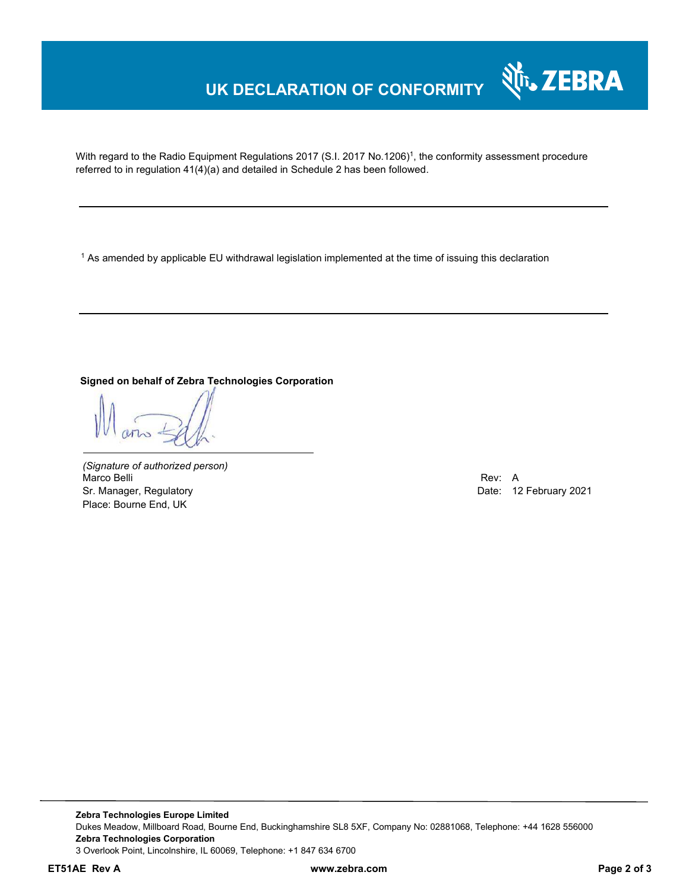# UK DECLARATION OF CONFORMITY

With regard to the Radio Equipment Regulations 2017 (S.I. 2017 No.1206)[1], the conformity assessment procedure referred to in regulation 41(4)(a) and detailed in Schedule 2 has been followed.

---

[1] As amended by applicable EU withdrawal legislation implemented at the time of issuing this declaration

---

**Signed on behalf of Zebra Technologies Corporation**

*(Signature of authorized person)*
Marco Belli
Sr. Manager, Regulatory
Place: Bourne End, UK

Rev: A
Date: 12 February 2021

**Zebra Technologies Europe Limited**
Dukes Meadow, Millboard Road, Bourne End, Buckinghamshire SL8 5XF, Company No: 02881068, Telephone: +44 1628 556000
**Zebra Technologies Corporation**
3 Overlook Point, Lincolnshire, IL 60069, Telephone: +1 847 634 6700

**ET51AE Rev A** **www.zebra.com**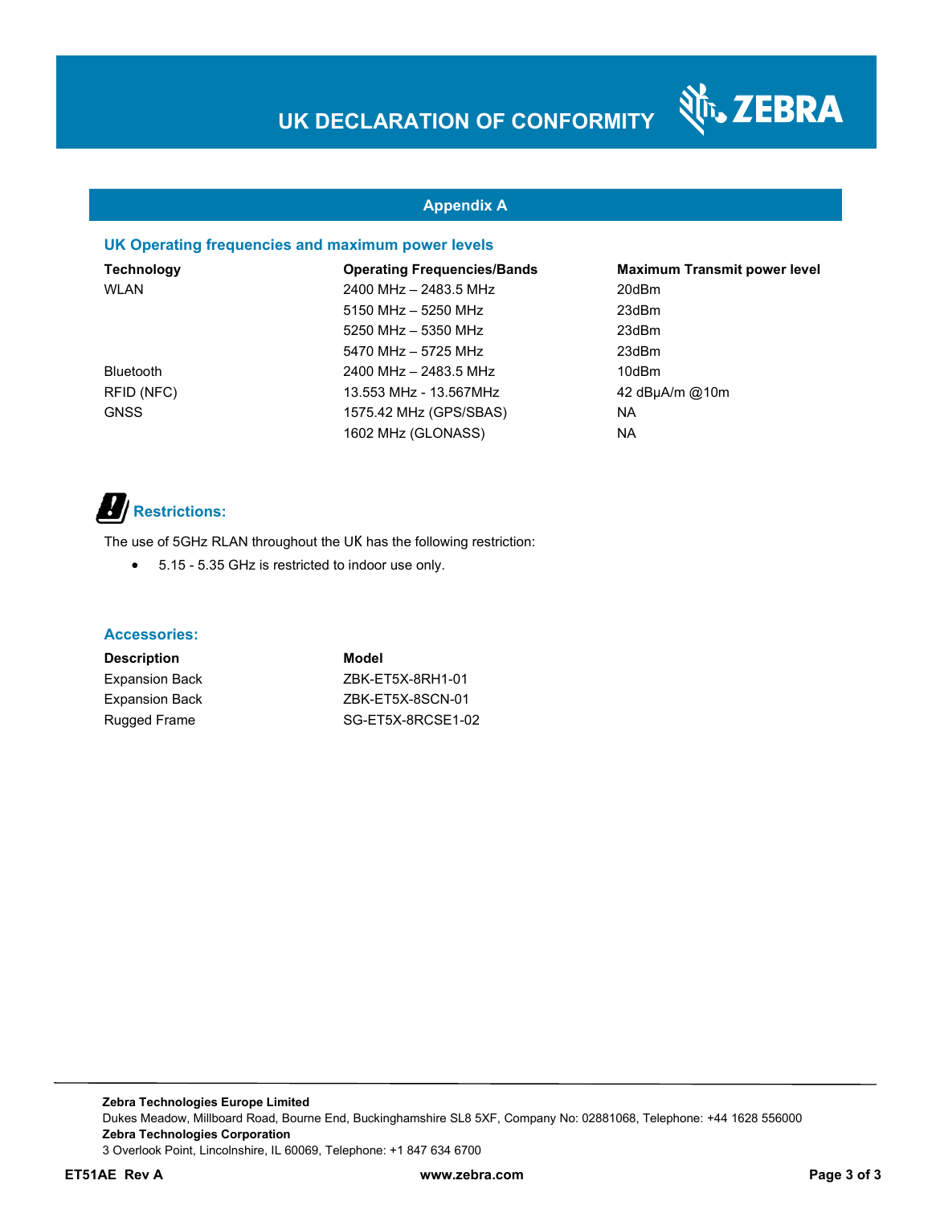# UK DECLARATION OF CONFORMITY

## Appendix A

### UK Operating frequencies and maximum power levels

| Technology | Operating Frequencies/Bands | Maximum Transmit power level |
|---|---|---|
| WLAN | 2400 MHz – 2483.5 MHz | 20dBm |
| | 5150 MHz – 5250 MHz | 23dBm |
| | 5250 MHz – 5350 MHz | 23dBm |
| | 5470 MHz – 5725 MHz | 23dBm |
| Bluetooth | 2400 MHz – 2483.5 MHz | 10dBm |
| RFID (NFC) | 13.553 MHz - 13.567MHz | 42 dBµA/m @10m |
| GNSS | 1575.42 MHz (GPS/SBAS) | NA |
| | 1602 MHz (GLONASS) | NA |

### Restrictions:

The use of 5GHz RLAN throughout the UK has the following restriction:

- 5.15 - 5.35 GHz is restricted to indoor use only.

### Accessories:

| Description | Model |
|---|---|
| Expansion Back | ZBK-ET5X-8RH1-01 |
| Expansion Back | ZBK-ET5X-8SCN-01 |
| Rugged Frame | SG-ET5X-8RCSE1-02 |

**Zebra Technologies Europe Limited**
Dukes Meadow, Millboard Road, Bourne End, Buckinghamshire SL8 5XF, Company No: 02881068, Telephone: +44 1628 556000
**Zebra Technologies Corporation**
3 Overlook Point, Lincolnshire, IL 60069, Telephone: +1 847 634 6700

**ET51AE Rev A** **www.zebra.com**